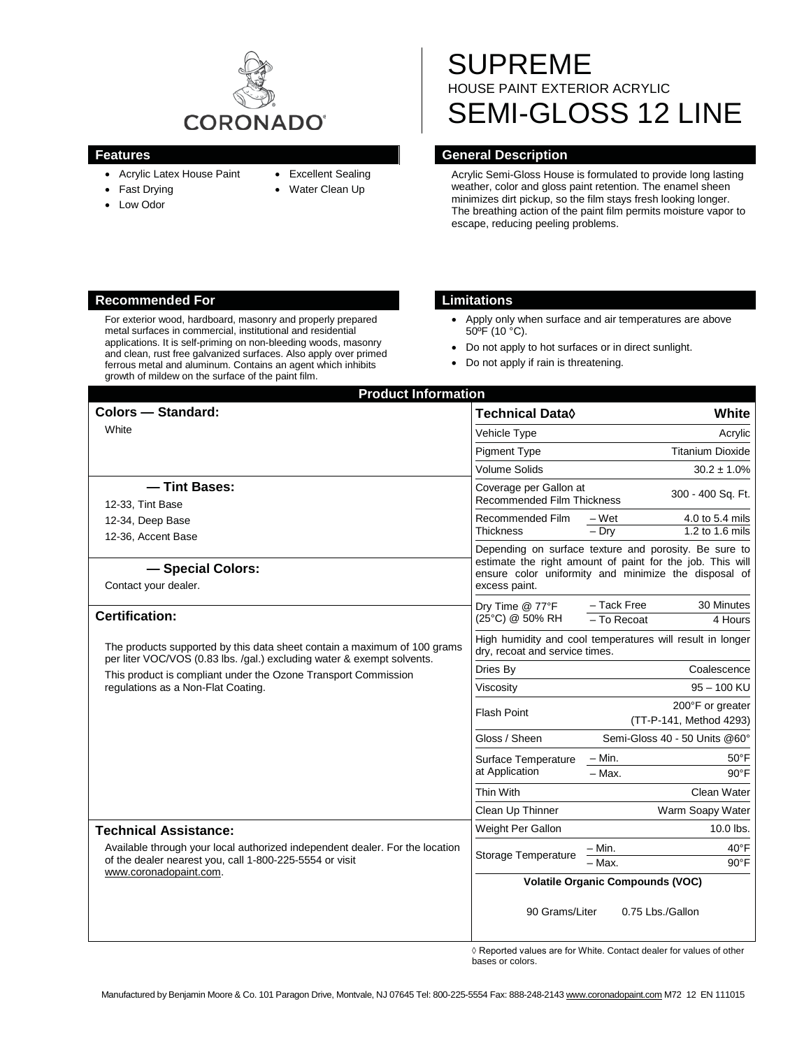# SUPREME

HOUSE PAINT EXTERIOR ACRYLIC

# SEMI-GLOSS 12 LINE

## Features

- Acrylic Latex House Paint
- Fast Drying
- Low Odor
- Excellent Sealing
- Water Clean Up

## General Description

Acrylic Semi-Gloss House is formulated to provide long lasting weather, color and gloss paint retention. The enamel sheen minimizes dirt pickup, so the film stays fresh looking longer. The breathing action of the paint film permits moisture vapor to escape, reducing peeling problems.

## Recommended For

For exterior wood, hardboard, masonry and properly prepared metal surfaces in commercial, institutional and residential applications. It is self-priming on non-bleeding woods, masonry and clean, rust free galvanized surfaces. Also apply over primed ferrous metal and aluminum. Contains an agent which inhibits growth of mildew on the surface of the paint film.

## Limitations

- Apply only when surface and air temperatures are above 50ºF (10 °C).
- Do not apply to hot surfaces or in direct sunlight.
- Do not apply if rain is threatening.

## Product Information

### Colors — Standard:

White

### — Tint Bases:

12-33, Tint Base
12-34, Deep Base
12-36, Accent Base

### — Special Colors:

Contact your dealer.

### Certification:

The products supported by this data sheet contain a maximum of 100 grams per liter VOC/VOS (0.83 lbs. /gal.) excluding water & exempt solvents.

This product is compliant under the Ozone Transport Commission regulations as a Non-Flat Coating.

### Technical Assistance:

Available through your local authorized independent dealer. For the location of the dealer nearest you, call 1-800-225-5554 or visit www.coronadopaint.com.

| Technical Data◊ | | White |
|---|---|---|
| Vehicle Type | | Acrylic |
| Pigment Type | | Titanium Dioxide |
| Volume Solids | | 30.2 ± 1.0% |
| Coverage per Gallon at Recommended Film Thickness | | 300 - 400 Sq. Ft. |
| Recommended Film Thickness | – Wet | 4.0 to 5.4 mils |
| | – Dry | 1.2 to 1.6 mils |
| Depending on surface texture and porosity. Be sure to estimate the right amount of paint for the job. This will ensure color uniformity and minimize the disposal of excess paint. | | |
| Dry Time @ 77°F (25°C) @ 50% RH | – Tack Free | 30 Minutes |
| | – To Recoat | 4 Hours |
| High humidity and cool temperatures will result in longer dry, recoat and service times. | | |
| Dries By | | Coalescence |
| Viscosity | | 95 – 100 KU |
| Flash Point | | 200°F or greater (TT-P-141, Method 4293) |
| Gloss / Sheen | | Semi-Gloss 40 - 50 Units @60° |
| Surface Temperature at Application | – Min. | 50°F |
| | – Max. | 90°F |
| Thin With | | Clean Water |
| Clean Up Thinner | | Warm Soapy Water |
| Weight Per Gallon | | 10.0 lbs. |
| Storage Temperature | – Min. | 40°F |
| | – Max. | 90°F |
| Volatile Organic Compounds (VOC) | | |
| 90 Grams/Liter | | 0.75 Lbs./Gallon |

◊ Reported values are for White. Contact dealer for values of other bases or colors.

Manufactured by Benjamin Moore & Co. 101 Paragon Drive, Montvale, NJ 07645 Tel: 800-225-5554 Fax: 888-248-2143 www.coronadopaint.com M72 12 EN 111015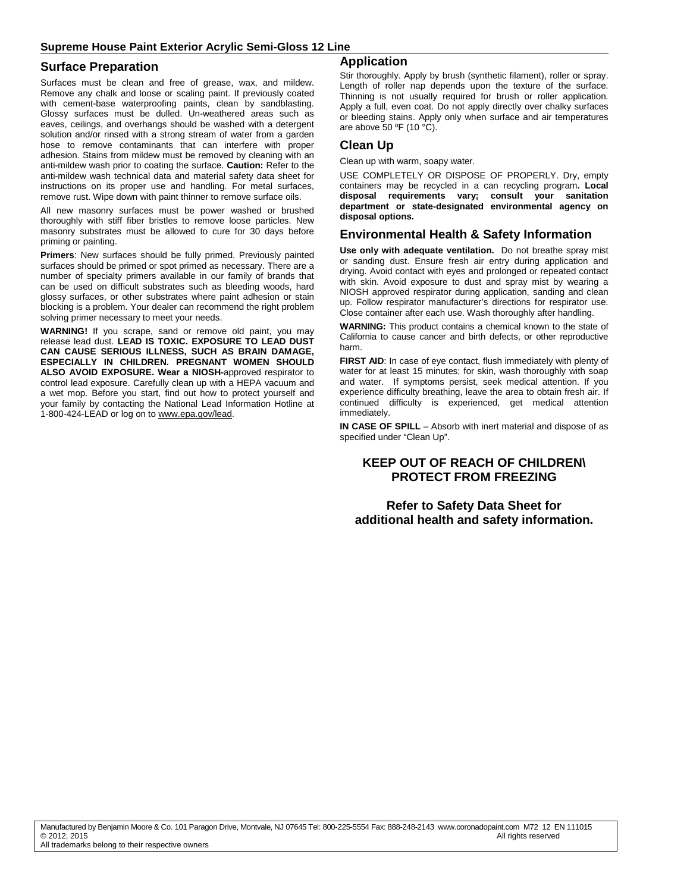## Surface Preparation

Surfaces must be clean and free of grease, wax, and mildew. Remove any chalk and loose or scaling paint. If previously coated with cement-base waterproofing paints, clean by sandblasting. Glossy surfaces must be dulled. Un-weathered areas such as eaves, ceilings, and overhangs should be washed with a detergent solution and/or rinsed with a strong stream of water from a garden hose to remove contaminants that can interfere with proper adhesion. Stains from mildew must be removed by cleaning with an anti-mildew wash prior to coating the surface. **Caution:** Refer to the anti-mildew wash technical data and material safety data sheet for instructions on its proper use and handling. For metal surfaces, remove rust. Wipe down with paint thinner to remove surface oils.

All new masonry surfaces must be power washed or brushed thoroughly with stiff fiber bristles to remove loose particles. New masonry substrates must be allowed to cure for 30 days before priming or painting.

**Primers**: New surfaces should be fully primed. Previously painted surfaces should be primed or spot primed as necessary. There are a number of specialty primers available in our family of brands that can be used on difficult substrates such as bleeding woods, hard glossy surfaces, or other substrates where paint adhesion or stain blocking is a problem. Your dealer can recommend the right problem solving primer necessary to meet your needs.

**WARNING!** If you scrape, sand or remove old paint, you may release lead dust. **LEAD IS TOXIC. EXPOSURE TO LEAD DUST CAN CAUSE SERIOUS ILLNESS, SUCH AS BRAIN DAMAGE, ESPECIALLY IN CHILDREN. PREGNANT WOMEN SHOULD ALSO AVOID EXPOSURE. Wear a NIOSH-**approved respirator to control lead exposure. Carefully clean up with a HEPA vacuum and a wet mop. Before you start, find out how to protect yourself and your family by contacting the National Lead Information Hotline at 1-800-424-LEAD or log on to www.epa.gov/lead.

## Application

Stir thoroughly. Apply by brush (synthetic filament), roller or spray. Length of roller nap depends upon the texture of the surface. Thinning is not usually required for brush or roller application. Apply a full, even coat. Do not apply directly over chalky surfaces or bleeding stains. Apply only when surface and air temperatures are above 50 ºF (10 °C).

## Clean Up

Clean up with warm, soapy water.

USE COMPLETELY OR DISPOSE OF PROPERLY. Dry, empty containers may be recycled in a can recycling program**. Local disposal requirements vary; consult your sanitation department or state-designated environmental agency on disposal options.**

## Environmental Health & Safety Information

**Use only with adequate ventilation.** Do not breathe spray mist or sanding dust. Ensure fresh air entry during application and drying. Avoid contact with eyes and prolonged or repeated contact with skin. Avoid exposure to dust and spray mist by wearing a NIOSH approved respirator during application, sanding and clean up. Follow respirator manufacturer's directions for respirator use. Close container after each use. Wash thoroughly after handling.

**WARNING:** This product contains a chemical known to the state of California to cause cancer and birth defects, or other reproductive harm.

**FIRST AID**: In case of eye contact, flush immediately with plenty of water for at least 15 minutes; for skin, wash thoroughly with soap and water. If symptoms persist, seek medical attention. If you experience difficulty breathing, leave the area to obtain fresh air. If continued difficulty is experienced, get medical attention immediately.

**IN CASE OF SPILL** – Absorb with inert material and dispose of as specified under "Clean Up".

**KEEP OUT OF REACH OF CHILDREN\
PROTECT FROM FREEZING**

**Refer to Safety Data Sheet for additional health and safety information.**

Manufactured by Benjamin Moore & Co. 101 Paragon Drive, Montvale, NJ 07645 Tel: 800-225-5554 Fax: 888-248-2143 www.coronadopaint.com M72 12 EN 111015
© 2012, 2015 All rights reserved
All trademarks belong to their respective owners